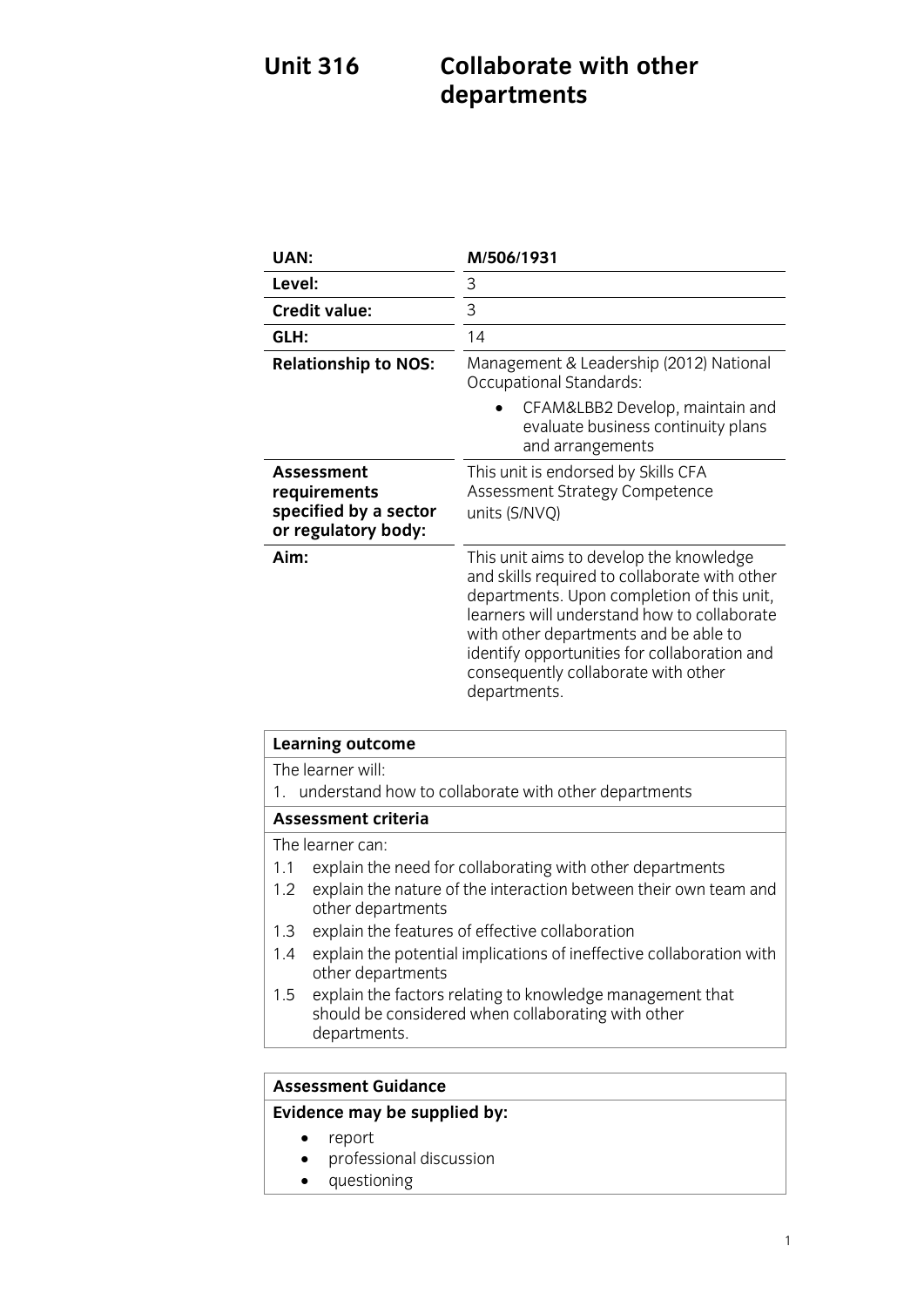# Unit 316 Collaborate with other departments

| | |
|---|---|
| **UAN:** | **M/506/1931** |
| **Level:** | 3 |
| **Credit value:** | 3 |
| **GLH:** | 14 |
| **Relationship to NOS:** | Management & Leadership (2012) National Occupational Standards:<br>• CFAM&LBB2 Develop, maintain and evaluate business continuity plans and arrangements |
| **Assessment requirements specified by a sector or regulatory body:** | This unit is endorsed by Skills CFA Assessment Strategy Competence units (S/NVQ) |
| **Aim:** | This unit aims to develop the knowledge and skills required to collaborate with other departments. Upon completion of this unit, learners will understand how to collaborate with other departments and be able to identify opportunities for collaboration and consequently collaborate with other departments. |

| **Learning outcome** |
|---|
| The learner will:<br>1. understand how to collaborate with other departments |
| **Assessment criteria** |
| The learner can:<br>1.1 explain the need for collaborating with other departments<br>1.2 explain the nature of the interaction between their own team and other departments<br>1.3 explain the features of effective collaboration<br>1.4 explain the potential implications of ineffective collaboration with other departments<br>1.5 explain the factors relating to knowledge management that should be considered when collaborating with other departments. |

| **Assessment Guidance** |
|---|
| **Evidence may be supplied by:**<br>• report<br>• professional discussion<br>• questioning |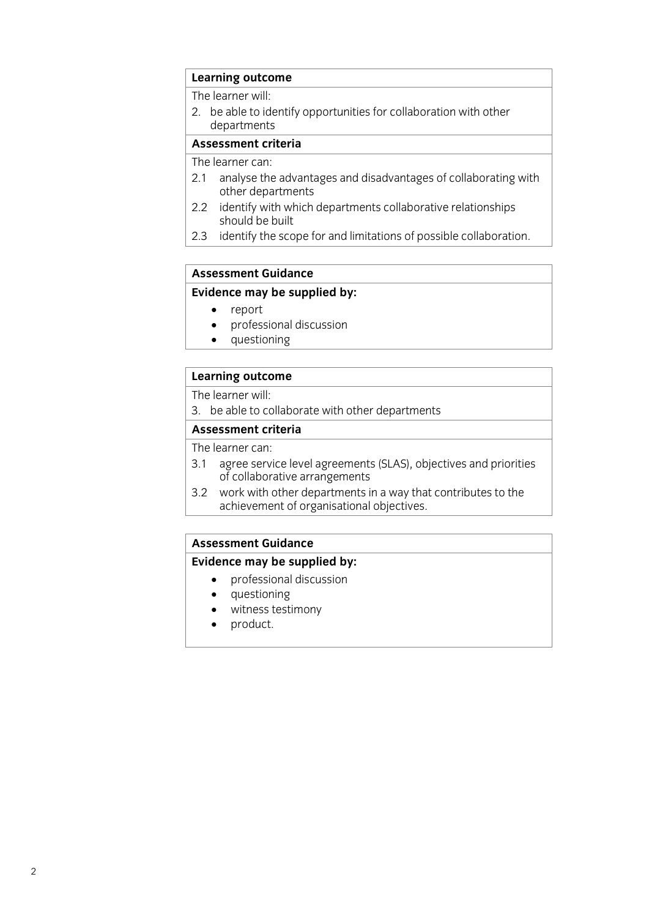| Learning outcome |
|---|
| The learner will: |
| 2. be able to identify opportunities for collaboration with other departments |
| **Assessment criteria** |
| The learner can: |
| 2.1 analyse the advantages and disadvantages of collaborating with other departments |
| 2.2 identify with which departments collaborative relationships should be built |
| 2.3 identify the scope for and limitations of possible collaboration. |

| Assessment Guidance |
|---|
| **Evidence may be supplied by:** |
| • report<br>• professional discussion<br>• questioning |

| Learning outcome |
|---|
| The learner will: |
| 3. be able to collaborate with other departments |
| **Assessment criteria** |
| The learner can: |
| 3.1 agree service level agreements (SLAS), objectives and priorities of collaborative arrangements |
| 3.2 work with other departments in a way that contributes to the achievement of organisational objectives. |

| Assessment Guidance |
|---|
| **Evidence may be supplied by:** |
| • professional discussion<br>• questioning<br>• witness testimony<br>• product. |